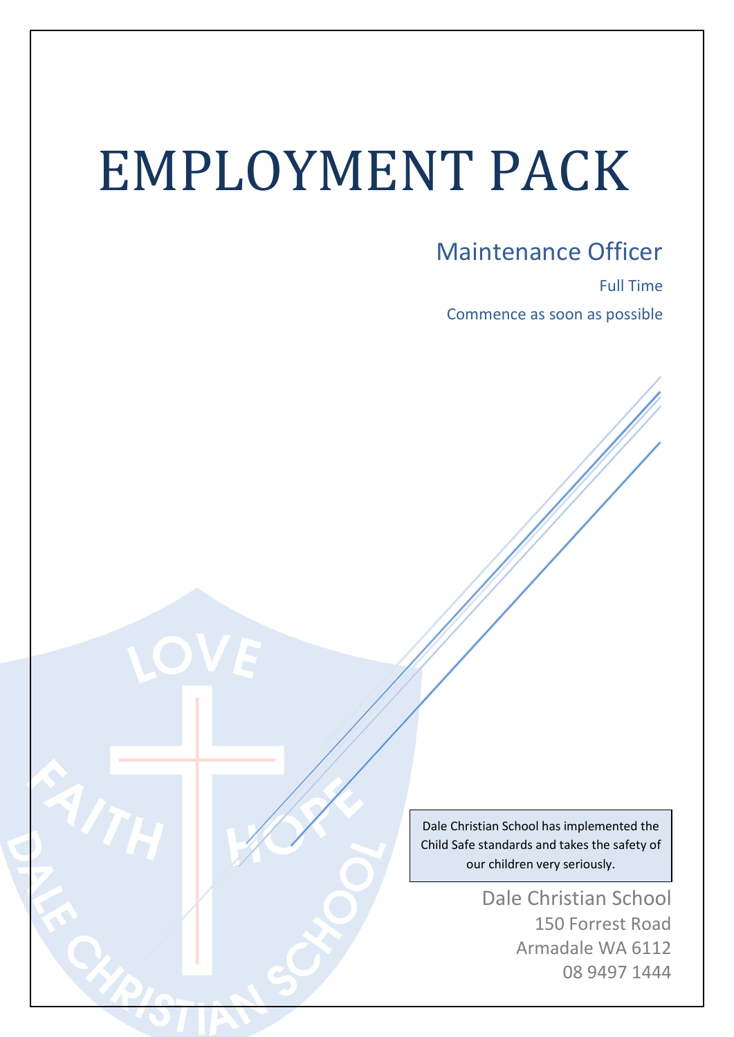# EMPLOYMENT PACK

## Maintenance Officer

Full Time

Commence as soon as possible

Dale Christian School has implemented the Child Safe standards and takes the safety of our children very seriously.

Dale Christian School
150 Forrest Road
Armadale WA 6112
08 9497 1444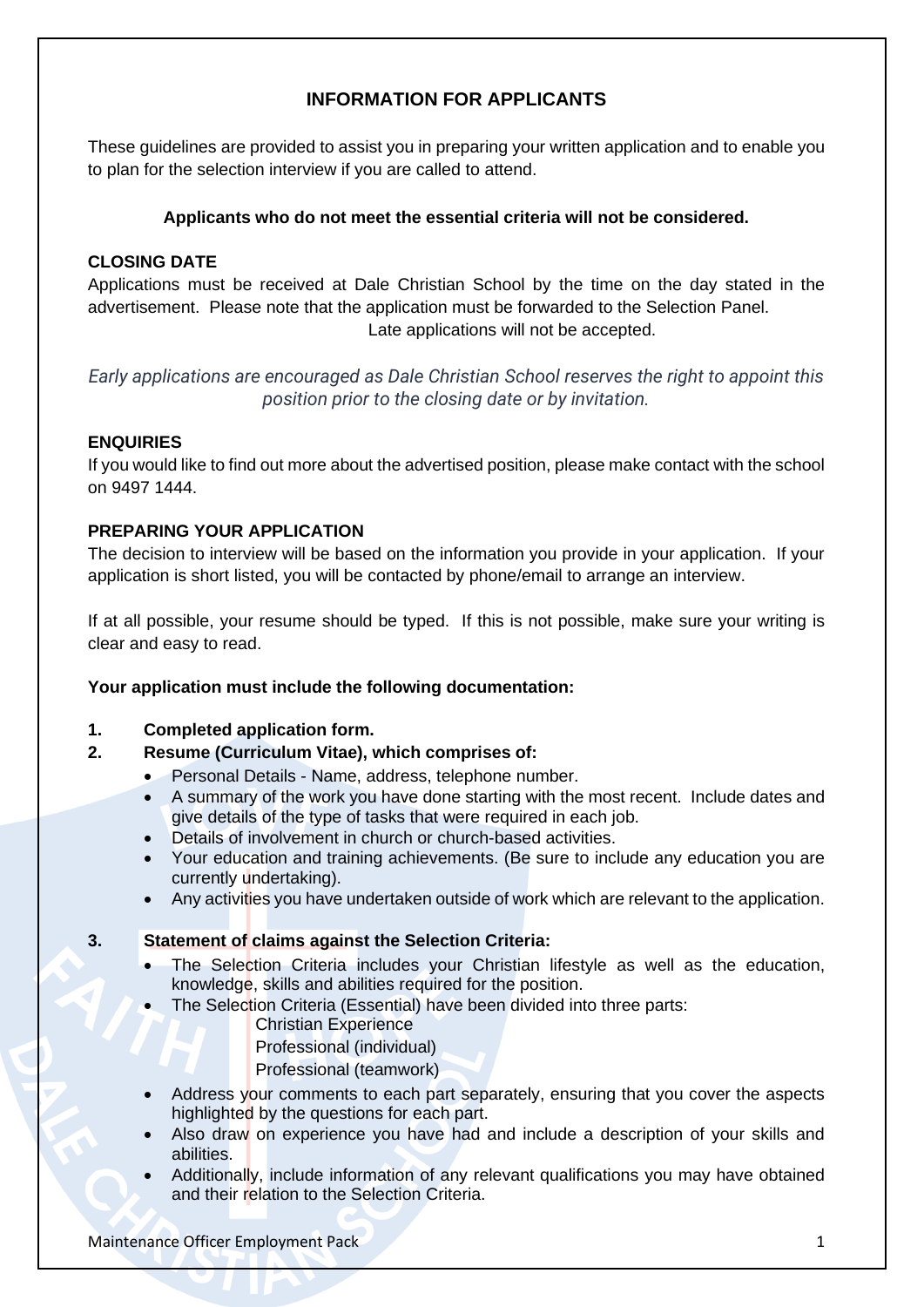## INFORMATION FOR APPLICANTS

These guidelines are provided to assist you in preparing your written application and to enable you to plan for the selection interview if you are called to attend.

**Applicants who do not meet the essential criteria will not be considered.**

### CLOSING DATE

Applications must be received at Dale Christian School by the time on the day stated in the advertisement. Please note that the application must be forwarded to the Selection Panel.

Late applications will not be accepted.

*Early applications are encouraged as Dale Christian School reserves the right to appoint this position prior to the closing date or by invitation.*

### ENQUIRIES

If you would like to find out more about the advertised position, please make contact with the school on 9497 1444.

### PREPARING YOUR APPLICATION

The decision to interview will be based on the information you provide in your application. If your application is short listed, you will be contacted by phone/email to arrange an interview.

If at all possible, your resume should be typed. If this is not possible, make sure your writing is clear and easy to read.

**Your application must include the following documentation:**

1. **Completed application form.**
2. **Resume (Curriculum Vitae), which comprises of:**
   - Personal Details - Name, address, telephone number.
   - A summary of the work you have done starting with the most recent. Include dates and give details of the type of tasks that were required in each job.
   - Details of involvement in church or church-based activities.
   - Your education and training achievements. (Be sure to include any education you are currently undertaking).
   - Any activities you have undertaken outside of work which are relevant to the application.
3. **Statement of claims against the Selection Criteria:**
   - The Selection Criteria includes your Christian lifestyle as well as the education, knowledge, skills and abilities required for the position.
   - The Selection Criteria (Essential) have been divided into three parts:
     - Christian Experience
     - Professional (individual)
     - Professional (teamwork)
   - Address your comments to each part separately, ensuring that you cover the aspects highlighted by the questions for each part.
   - Also draw on experience you have had and include a description of your skills and abilities.
   - Additionally, include information of any relevant qualifications you may have obtained and their relation to the Selection Criteria.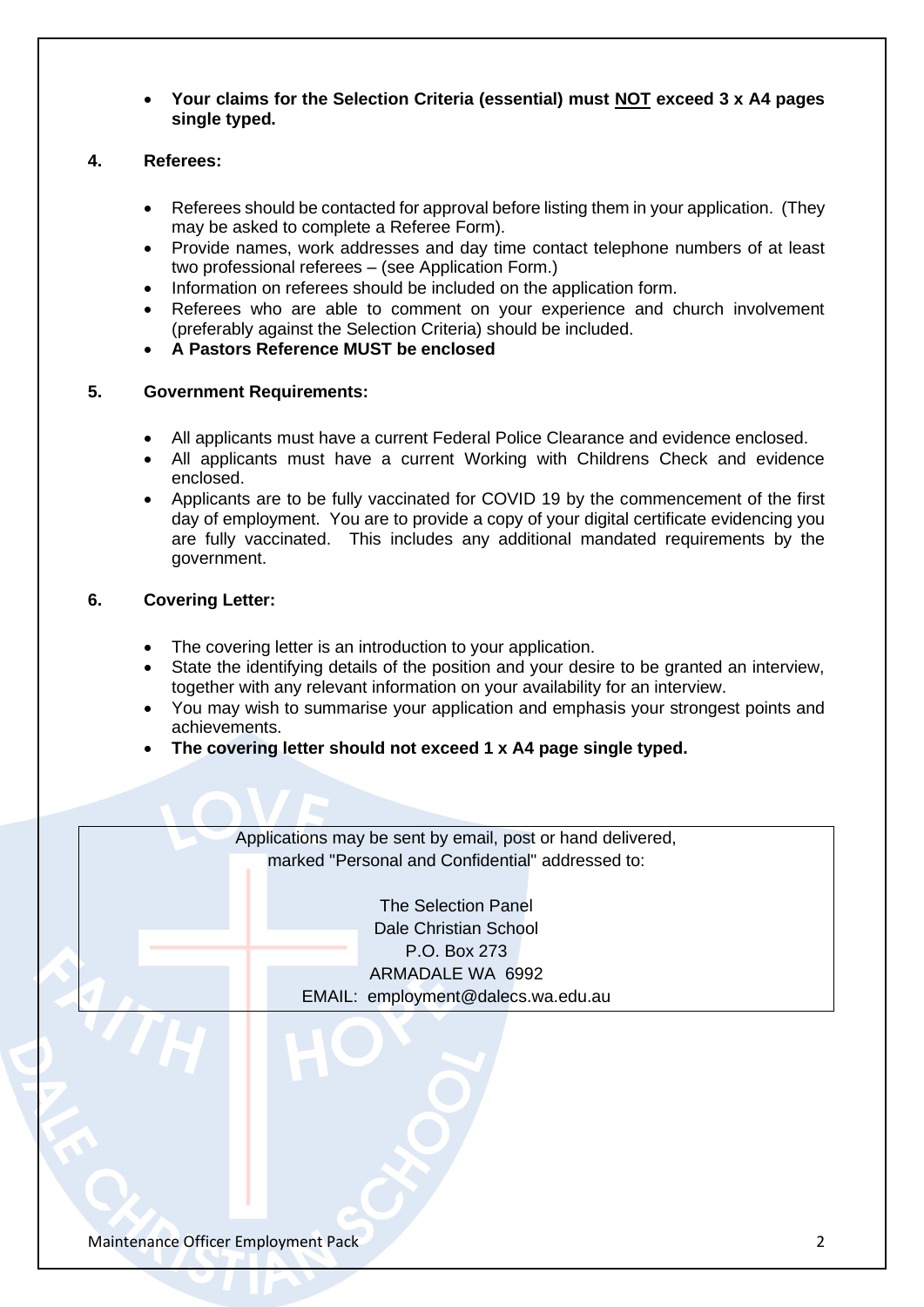- **Your claims for the Selection Criteria (essential) must NOT exceed 3 x A4 pages single typed.**

## 4. Referees:

- Referees should be contacted for approval before listing them in your application. (They may be asked to complete a Referee Form).
- Provide names, work addresses and day time contact telephone numbers of at least two professional referees – (see Application Form.)
- Information on referees should be included on the application form.
- Referees who are able to comment on your experience and church involvement (preferably against the Selection Criteria) should be included.
- **A Pastors Reference MUST be enclosed**

## 5. Government Requirements:

- All applicants must have a current Federal Police Clearance and evidence enclosed.
- All applicants must have a current Working with Childrens Check and evidence enclosed.
- Applicants are to be fully vaccinated for COVID 19 by the commencement of the first day of employment. You are to provide a copy of your digital certificate evidencing you are fully vaccinated. This includes any additional mandated requirements by the government.

## 6. Covering Letter:

- The covering letter is an introduction to your application.
- State the identifying details of the position and your desire to be granted an interview, together with any relevant information on your availability for an interview.
- You may wish to summarise your application and emphasis your strongest points and achievements.
- **The covering letter should not exceed 1 x A4 page single typed.**

Applications may be sent by email, post or hand delivered, marked "Personal and Confidential" addressed to:

The Selection Panel
Dale Christian School
P.O. Box 273
ARMADALE WA 6992
EMAIL: employment@dalecs.wa.edu.au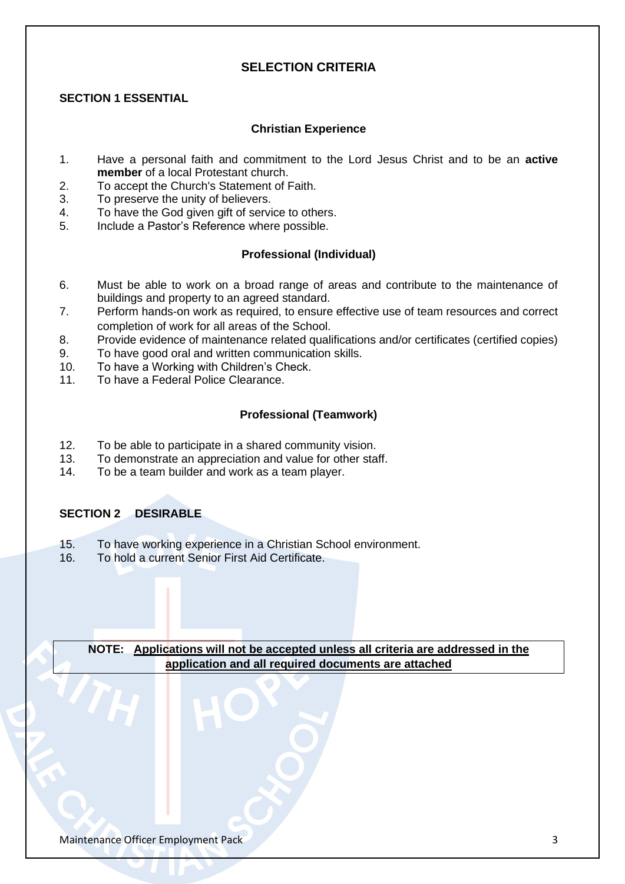# SELECTION CRITERIA

## SECTION 1 ESSENTIAL

### Christian Experience

1. Have a personal faith and commitment to the Lord Jesus Christ and to be an **active member** of a local Protestant church.
2. To accept the Church's Statement of Faith.
3. To preserve the unity of believers.
4. To have the God given gift of service to others.
5. Include a Pastor's Reference where possible.

### Professional (Individual)

6. Must be able to work on a broad range of areas and contribute to the maintenance of buildings and property to an agreed standard.
7. Perform hands-on work as required, to ensure effective use of team resources and correct completion of work for all areas of the School.
8. Provide evidence of maintenance related qualifications and/or certificates (certified copies)
9. To have good oral and written communication skills.
10. To have a Working with Children's Check.
11. To have a Federal Police Clearance.

### Professional (Teamwork)

12. To be able to participate in a shared community vision.
13. To demonstrate an appreciation and value for other staff.
14. To be a team builder and work as a team player.

## SECTION 2 DESIRABLE

15. To have working experience in a Christian School environment.
16. To hold a current Senior First Aid Certificate.

**NOTE: Applications will not be accepted unless all criteria are addressed in the application and all required documents are attached**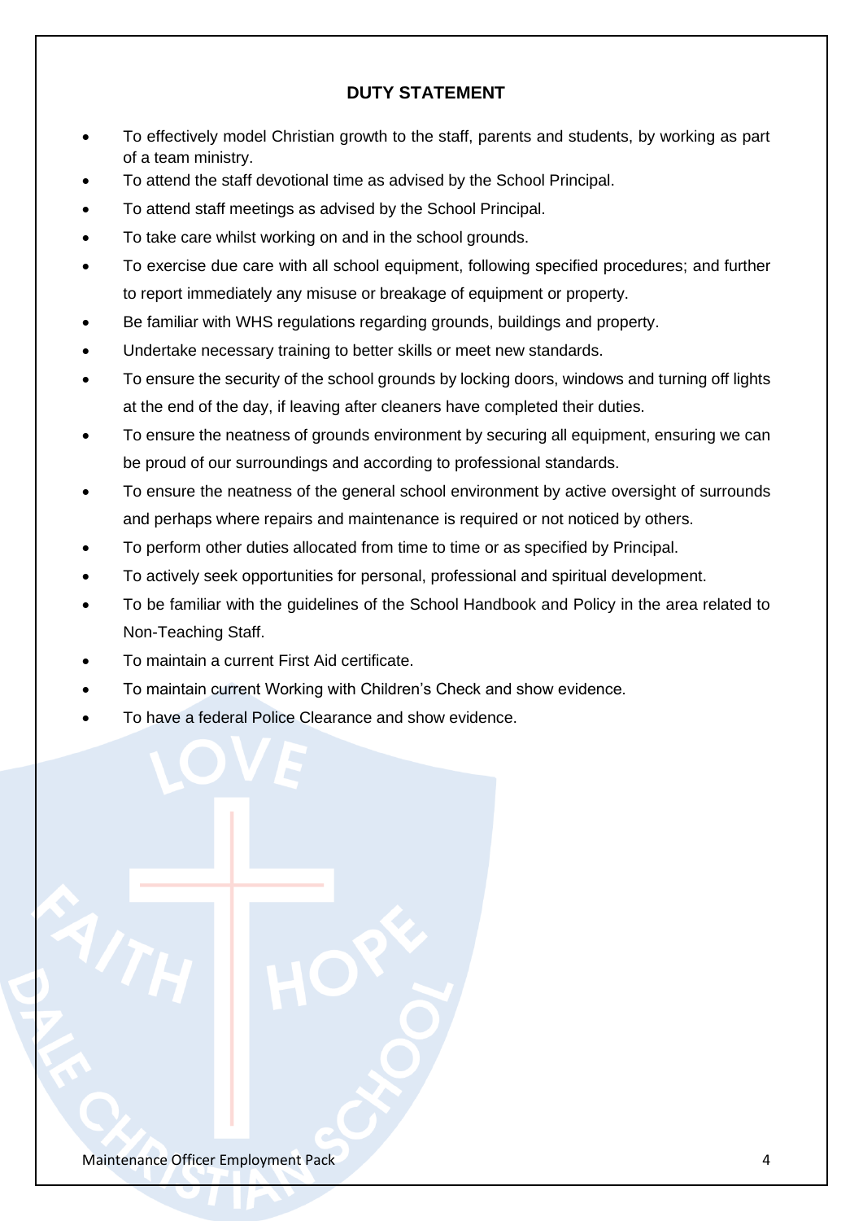## DUTY STATEMENT

- To effectively model Christian growth to the staff, parents and students, by working as part of a team ministry.
- To attend the staff devotional time as advised by the School Principal.
- To attend staff meetings as advised by the School Principal.
- To take care whilst working on and in the school grounds.
- To exercise due care with all school equipment, following specified procedures; and further to report immediately any misuse or breakage of equipment or property.
- Be familiar with WHS regulations regarding grounds, buildings and property.
- Undertake necessary training to better skills or meet new standards.
- To ensure the security of the school grounds by locking doors, windows and turning off lights at the end of the day, if leaving after cleaners have completed their duties.
- To ensure the neatness of grounds environment by securing all equipment, ensuring we can be proud of our surroundings and according to professional standards.
- To ensure the neatness of the general school environment by active oversight of surrounds and perhaps where repairs and maintenance is required or not noticed by others.
- To perform other duties allocated from time to time or as specified by Principal.
- To actively seek opportunities for personal, professional and spiritual development.
- To be familiar with the guidelines of the School Handbook and Policy in the area related to Non-Teaching Staff.
- To maintain a current First Aid certificate.
- To maintain current Working with Children's Check and show evidence.
- To have a federal Police Clearance and show evidence.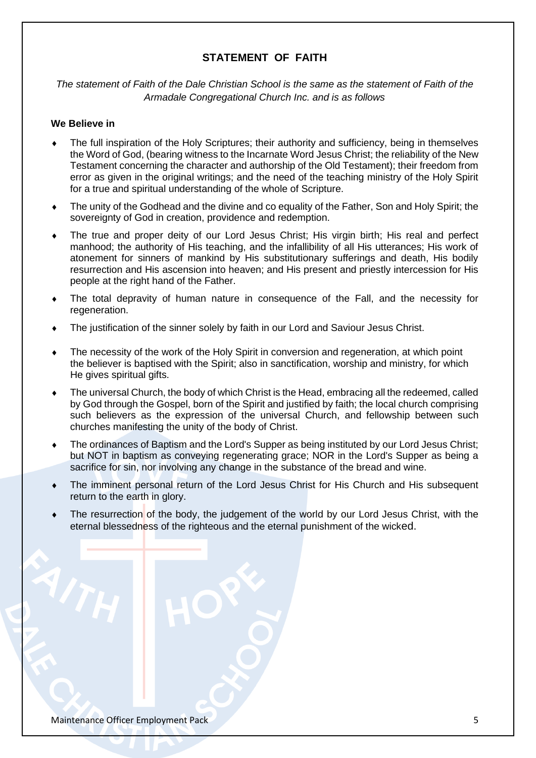## STATEMENT OF FAITH

*The statement of Faith of the Dale Christian School is the same as the statement of Faith of the Armadale Congregational Church Inc. and is as follows*

**We Believe in**

- The full inspiration of the Holy Scriptures; their authority and sufficiency, being in themselves the Word of God, (bearing witness to the Incarnate Word Jesus Christ; the reliability of the New Testament concerning the character and authorship of the Old Testament); their freedom from error as given in the original writings; and the need of the teaching ministry of the Holy Spirit for a true and spiritual understanding of the whole of Scripture.
- The unity of the Godhead and the divine and co equality of the Father, Son and Holy Spirit; the sovereignty of God in creation, providence and redemption.
- The true and proper deity of our Lord Jesus Christ; His virgin birth; His real and perfect manhood; the authority of His teaching, and the infallibility of all His utterances; His work of atonement for sinners of mankind by His substitutionary sufferings and death, His bodily resurrection and His ascension into heaven; and His present and priestly intercession for His people at the right hand of the Father.
- The total depravity of human nature in consequence of the Fall, and the necessity for regeneration.
- The justification of the sinner solely by faith in our Lord and Saviour Jesus Christ.
- The necessity of the work of the Holy Spirit in conversion and regeneration, at which point the believer is baptised with the Spirit; also in sanctification, worship and ministry, for which He gives spiritual gifts.
- The universal Church, the body of which Christ is the Head, embracing all the redeemed, called by God through the Gospel, born of the Spirit and justified by faith; the local church comprising such believers as the expression of the universal Church, and fellowship between such churches manifesting the unity of the body of Christ.
- The ordinances of Baptism and the Lord's Supper as being instituted by our Lord Jesus Christ; but NOT in baptism as conveying regenerating grace; NOR in the Lord's Supper as being a sacrifice for sin, nor involving any change in the substance of the bread and wine.
- The imminent personal return of the Lord Jesus Christ for His Church and His subsequent return to the earth in glory.
- The resurrection of the body, the judgement of the world by our Lord Jesus Christ, with the eternal blessedness of the righteous and the eternal punishment of the wicked.